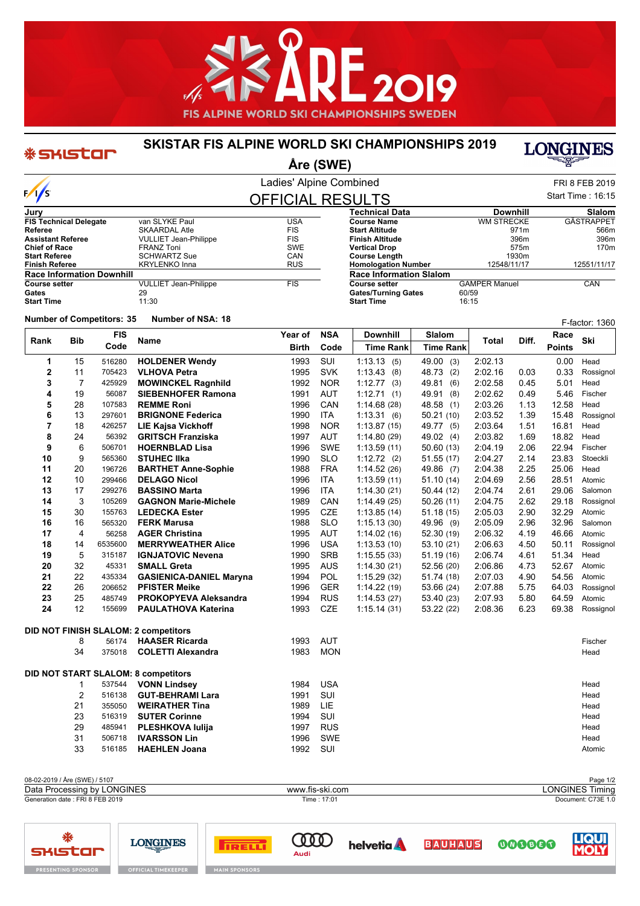# SKISTAR FIS ALPINE WORLD SKI CHAMPIONSHIPS 2019

## Åre (SWE)

Ladies' Alpine Combined

FRI 8 FEB 2019

Start Time : 16:15

## OFFICIAL RESULTS

| Jury | | |
|---|---|---|
| FIS Technical Delegate | van SLYKE Paul | USA |
| Referee | SKAARDAL Atle | FIS |
| Assistant Referee | VULLIET Jean-Philippe | FIS |
| Chief of Race | FRANZ Toni | SWE |
| Start Referee | SCHWARTZ Sue | CAN |
| Finish Referee | KRYLENKO Inna | RUS |

| Race Information Downhill | | |
|---|---|---|
| Course setter | VULLIET Jean-Philippe | FIS |
| Gates | 29 | |
| Start Time | 11:30 | |

| Technical Data | Downhill | Slalom |
|---|---|---|
| Course Name | WM STRECKE | GÄSTRAPPET |
| Start Altitude | 971m | 566m |
| Finish Altitude | 396m | 396m |
| Vertical Drop | 575m | 170m |
| Course Length | 1930m | |
| Homologation Number | 12548/11/17 | 12551/11/17 |

| Race Information Slalom | | |
|---|---|---|
| Course setter | GAMPER Manuel | CAN |
| Gates/Turning Gates | 60/59 | |
| Start Time | 16:15 | |

**Number of Competitors: 35** **Number of NSA: 18** F-factor: 1360

| Rank | Bib | FIS Code | Name | Year of Birth | NSA Code | Downhill Time | Downhill Rank | Slalom Time | Slalom Rank | Total | Diff. | Race Points | Ski |
|---|---|---|---|---|---|---|---|---|---|---|---|---|---|
| 1 | 15 | 516280 | **HOLDENER Wendy** | 1993 | SUI | 1:13.13 | (5) | 49.00 | (3) | 2:02.13 | | 0.00 | Head |
| 2 | 11 | 705423 | **VLHOVA Petra** | 1995 | SVK | 1:13.43 | (8) | 48.73 | (2) | 2:02.16 | 0.03 | 0.33 | Rossignol |
| 3 | 7 | 425929 | **MOWINCKEL Ragnhild** | 1992 | NOR | 1:12.77 | (3) | 49.81 | (6) | 2:02.58 | 0.45 | 5.01 | Head |
| 4 | 19 | 56087 | **SIEBENHOFER Ramona** | 1991 | AUT | 1:12.71 | (1) | 49.91 | (8) | 2:02.62 | 0.49 | 5.46 | Fischer |
| 5 | 28 | 107583 | **REMME Roni** | 1996 | CAN | 1:14.68 | (28) | 48.58 | (1) | 2:03.26 | 1.13 | 12.58 | Head |
| 6 | 13 | 297601 | **BRIGNONE Federica** | 1990 | ITA | 1:13.31 | (6) | 50.21 | (10) | 2:03.52 | 1.39 | 15.48 | Rossignol |
| 7 | 18 | 426257 | **LIE Kajsa Vickhoff** | 1998 | NOR | 1:13.87 | (15) | 49.77 | (5) | 2:03.64 | 1.51 | 16.81 | Head |
| 8 | 24 | 56392 | **GRITSCH Franziska** | 1997 | AUT | 1:14.80 | (29) | 49.02 | (4) | 2:03.82 | 1.69 | 18.82 | Head |
| 9 | 6 | 506701 | **HOERNBLAD Lisa** | 1996 | SWE | 1:13.59 | (11) | 50.60 | (13) | 2:04.19 | 2.06 | 22.94 | Fischer |
| 10 | 9 | 565360 | **STUHEC Ilka** | 1990 | SLO | 1:12.72 | (2) | 51.55 | (17) | 2:04.27 | 2.14 | 23.83 | Stoeckli |
| 11 | 20 | 196726 | **BARTHET Anne-Sophie** | 1988 | FRA | 1:14.52 | (26) | 49.86 | (7) | 2:04.38 | 2.25 | 25.06 | Head |
| 12 | 10 | 299466 | **DELAGO Nicol** | 1996 | ITA | 1:13.59 | (11) | 51.10 | (14) | 2:04.69 | 2.56 | 28.51 | Atomic |
| 13 | 17 | 299276 | **BASSINO Marta** | 1996 | ITA | 1:14.30 | (21) | 50.44 | (12) | 2:04.74 | 2.61 | 29.06 | Salomon |
| 14 | 3 | 105269 | **GAGNON Marie-Michele** | 1989 | CAN | 1:14.49 | (25) | 50.26 | (11) | 2:04.75 | 2.62 | 29.18 | Rossignol |
| 15 | 30 | 155763 | **LEDECKA Ester** | 1995 | CZE | 1:13.85 | (14) | 51.18 | (15) | 2:05.03 | 2.90 | 32.29 | Atomic |
| 16 | 16 | 565320 | **FERK Marusa** | 1988 | SLO | 1:15.13 | (30) | 49.96 | (9) | 2:05.09 | 2.96 | 32.96 | Salomon |
| 17 | 4 | 56258 | **AGER Christina** | 1995 | AUT | 1:14.02 | (16) | 52.30 | (19) | 2:06.32 | 4.19 | 46.66 | Atomic |
| 18 | 14 | 6535600 | **MERRYWEATHER Alice** | 1996 | USA | 1:13.53 | (10) | 53.10 | (21) | 2:06.63 | 4.50 | 50.11 | Rossignol |
| 19 | 5 | 315187 | **IGNJATOVIC Nevena** | 1990 | SRB | 1:15.55 | (33) | 51.19 | (16) | 2:06.74 | 4.61 | 51.34 | Head |
| 20 | 32 | 45331 | **SMALL Greta** | 1995 | AUS | 1:14.30 | (21) | 52.56 | (20) | 2:06.86 | 4.73 | 52.67 | Atomic |
| 21 | 22 | 435334 | **GASIENICA-DANIEL Maryna** | 1994 | POL | 1:15.29 | (32) | 51.74 | (18) | 2:07.03 | 4.90 | 54.56 | Atomic |
| 22 | 26 | 206652 | **PFISTER Meike** | 1996 | GER | 1:14.22 | (19) | 53.66 | (24) | 2:07.88 | 5.75 | 64.03 | Rossignol |
| 23 | 25 | 485749 | **PROKOPYEVA Aleksandra** | 1994 | RUS | 1:14.53 | (27) | 53.40 | (23) | 2:07.93 | 5.80 | 64.59 | Atomic |
| 24 | 12 | 155699 | **PAULATHOVA Katerina** | 1993 | CZE | 1:15.14 | (31) | 53.22 | (22) | 2:08.36 | 6.23 | 69.38 | Rossignol |

**DID NOT FINISH SLALOM: 2 competitors**

| Bib | FIS Code | Name | Year of Birth | NSA Code | Ski |
|---|---|---|---|---|---|
| 8 | 56174 | **HAASER Ricarda** | 1993 | AUT | Fischer |
| 34 | 375018 | **COLETTI Alexandra** | 1983 | MON | Head |

**DID NOT START SLALOM: 8 competitors**

| Bib | FIS Code | Name | Year of Birth | NSA Code | Ski |
|---|---|---|---|---|---|
| 1 | 537544 | **VONN Lindsey** | 1984 | USA | Head |
| 2 | 516138 | **GUT-BEHRAMI Lara** | 1991 | SUI | Head |
| 21 | 355050 | **WEIRATHER Tina** | 1989 | LIE | Head |
| 23 | 516319 | **SUTER Corinne** | 1994 | SUI | Head |
| 29 | 485941 | **PLESHKOVA Iulija** | 1997 | RUS | Head |
| 31 | 506718 | **IVARSSON Lin** | 1996 | SWE | Head |
| 33 | 516185 | **HAEHLEN Joana** | 1992 | SUI | Atomic |

08-02-2019 / Åre (SWE) / 5107

Data Processing by LONGINES — www.fis-ski.com — LONGINES Timing

Generation date : FRI 8 FEB 2019 — Time : 17:01 — Document: C73E 1.0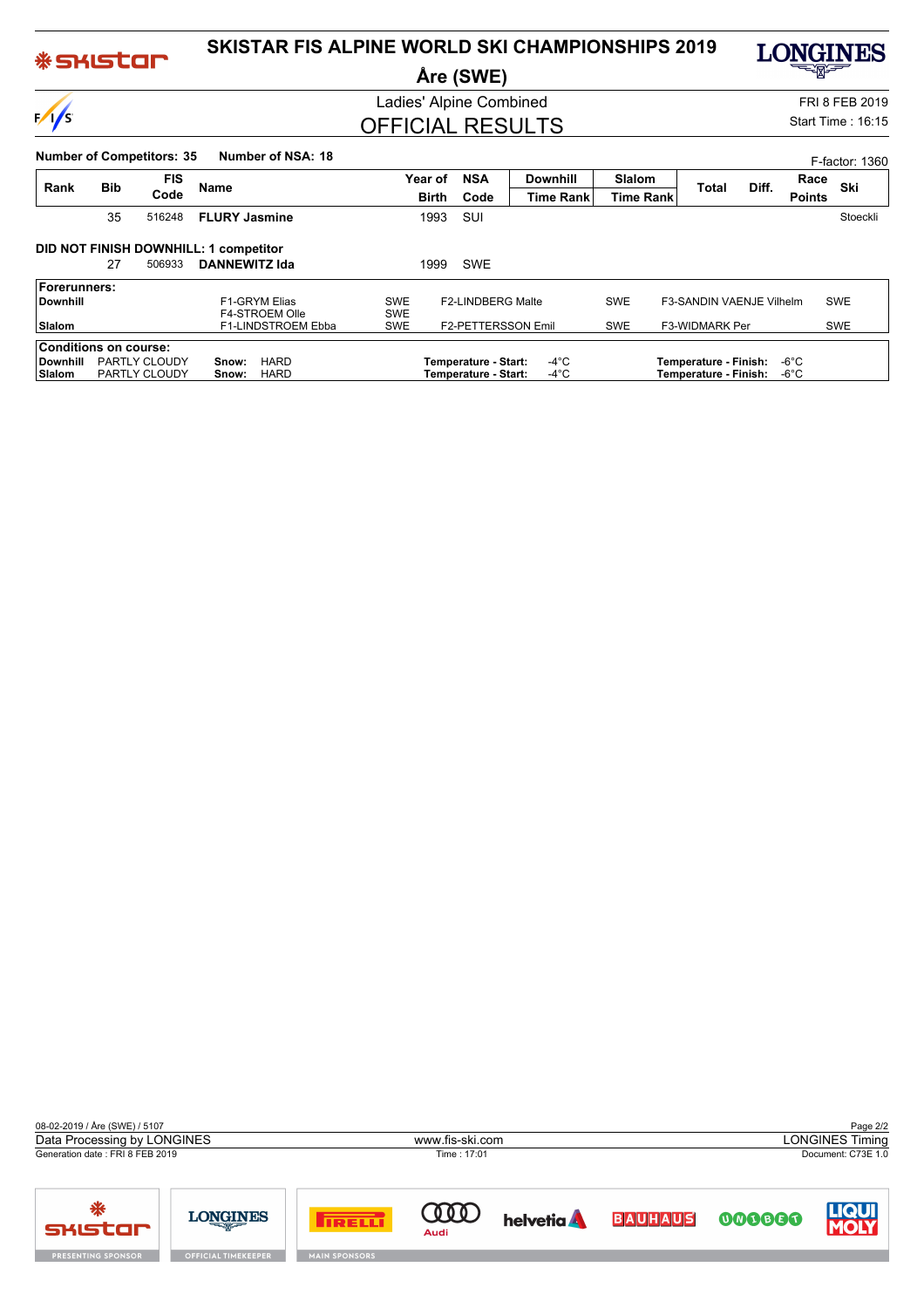# SKISTAR FIS ALPINE WORLD SKI CHAMPIONSHIPS 2019

## Åre (SWE)

Ladies' Alpine Combined

## OFFICIAL RESULTS

FRI 8 FEB 2019

Start Time : 16:15

**Number of Competitors: 35** **Number of NSA: 18**

F-factor: 1360

| Rank | Bib | FIS Code | Name | Year of Birth | NSA Code | Downhill Time Rank | Slalom Time Rank | Total | Diff. | Race Points | Ski |
|---|---|---|---|---|---|---|---|---|---|---|---|
| | 35 | 516248 | **FLURY Jasmine** | 1993 | SUI | | | | | | Stoeckli |

**DID NOT FINISH DOWNHILL: 1 competitor**

| Rank | Bib | FIS Code | Name | Year of Birth | NSA Code | Downhill Time Rank | Slalom Time Rank | Total | Diff. | Race Points | Ski |
|---|---|---|---|---|---|---|---|---|---|---|---|
| | 27 | 506933 | **DANNEWITZ Ida** | 1999 | SWE | | | | | | |

**Forerunners:**

| | | | | | | |
|---|---|---|---|---|---|---|
| **Downhill** | F1-GRYM Elias | SWE | F2-LINDBERG Malte | SWE | F3-SANDIN VAENJE Vilhelm | SWE |
| | F4-STROEM Olle | SWE | | | | |
| **Slalom** | F1-LINDSTROEM Ebba | SWE | F2-PETTERSSON Emil | SWE | F3-WIDMARK Per | SWE |

**Conditions on course:**

| | | | | |
|---|---|---|---|---|
| **Downhill** | PARTLY CLOUDY | **Snow:** HARD | **Temperature - Start:** -4°C | **Temperature - Finish:** -6°C |
| **Slalom** | PARTLY CLOUDY | **Snow:** HARD | **Temperature - Start:** -4°C | **Temperature - Finish:** -6°C |

08-02-2019 / Åre (SWE) / 5107

Data Processing by LONGINES — www.fis-ski.com — LONGINES Timing

Generation date : FRI 8 FEB 2019 — Time : 17:01 — Document: C73E 1.0